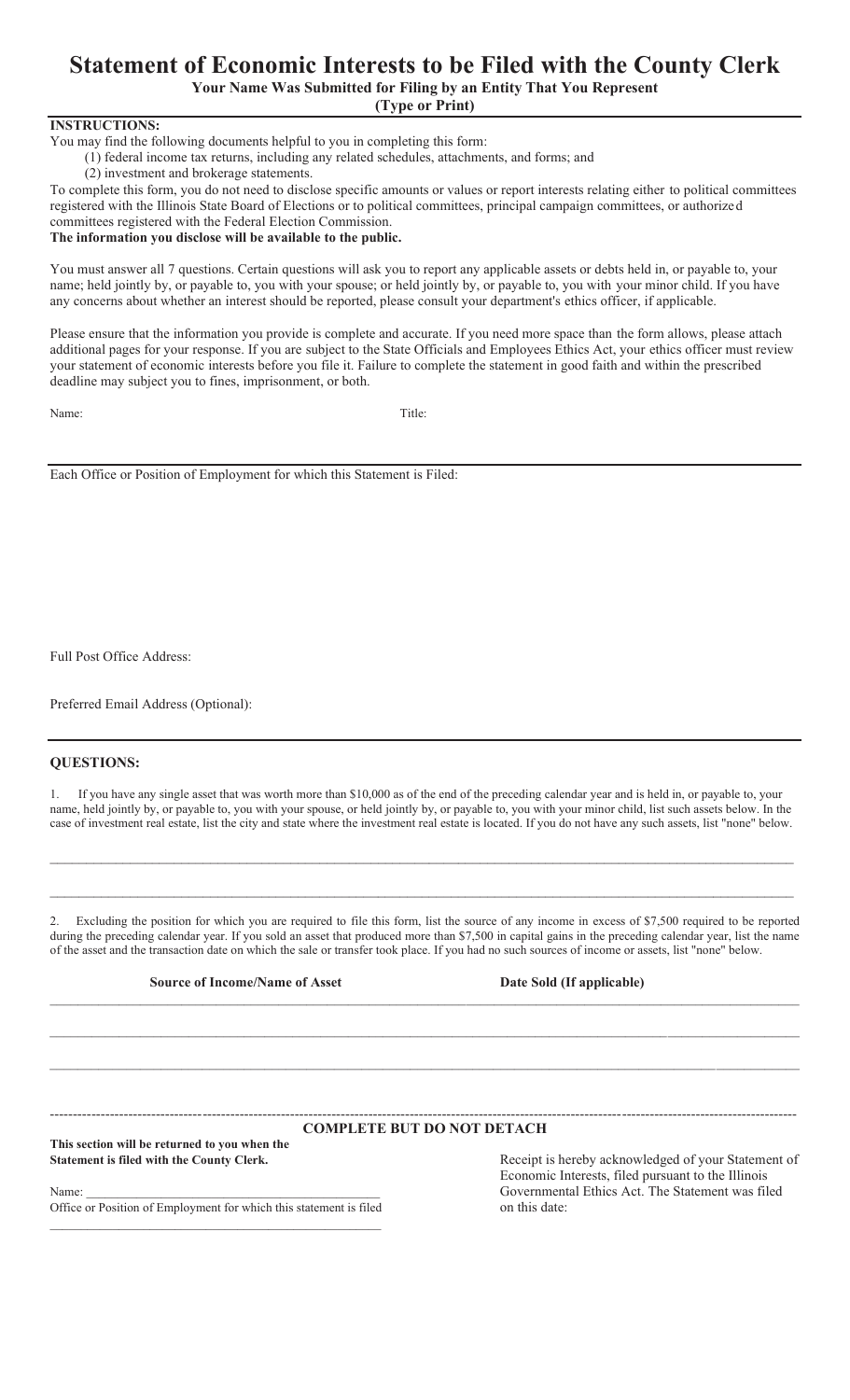# Statement of Economic Interests to be Filed with the County Clerk

**Your Name Was Submitted for Filing by an Entity That You Represent**

**(Type or Print)**

**INSTRUCTIONS:**

You may find the following documents helpful to you in completing this form:

(1) federal income tax returns, including any related schedules, attachments, and forms; and

(2) investment and brokerage statements.

To complete this form, you do not need to disclose specific amounts or values or report interests relating either to political committees registered with the Illinois State Board of Elections or to political committees, principal campaign committees, or authorized committees registered with the Federal Election Commission.

**The information you disclose will be available to the public.**

You must answer all 7 questions. Certain questions will ask you to report any applicable assets or debts held in, or payable to, your name; held jointly by, or payable to, you with your spouse; or held jointly by, or payable to, you with your minor child. If you have any concerns about whether an interest should be reported, please consult your department's ethics officer, if applicable.

Please ensure that the information you provide is complete and accurate. If you need more space than the form allows, please attach additional pages for your response. If you are subject to the State Officials and Employees Ethics Act, your ethics officer must review your statement of economic interests before you file it. Failure to complete the statement in good faith and within the prescribed deadline may subject you to fines, imprisonment, or both.

Name: Title:

Each Office or Position of Employment for which this Statement is Filed:

Full Post Office Address:

Preferred Email Address (Optional):

**QUESTIONS:**

1. If you have any single asset that was worth more than $10,000 as of the end of the preceding calendar year and is held in, or payable to, your name, held jointly by, or payable to, you with your spouse, or held jointly by, or payable to, you with your minor child, list such assets below. In the case of investment real estate, list the city and state where the investment real estate is located. If you do not have any such assets, list "none" below.

_______________________________________________

_______________________________________________

2. Excluding the position for which you are required to file this form, list the source of any income in excess of $7,500 required to be reported during the preceding calendar year. If you sold an asset that produced more than $7,500 in capital gains in the preceding calendar year, list the name of the asset and the transaction date on which the sale or transfer took place. If you had no such sources of income or assets, list "none" below.

| Source of Income/Name of Asset | Date Sold (If applicable) |
|---|---|
| | |
| | |
| | |

---

**COMPLETE BUT DO NOT DETACH**

**This section will be returned to you when the Statement is filed with the County Clerk.**

Name: _______________________________________________

Office or Position of Employment for which this statement is filed

_______________________________________________

Receipt is hereby acknowledged of your Statement of Economic Interests, filed pursuant to the Illinois Governmental Ethics Act. The Statement was filed on this date: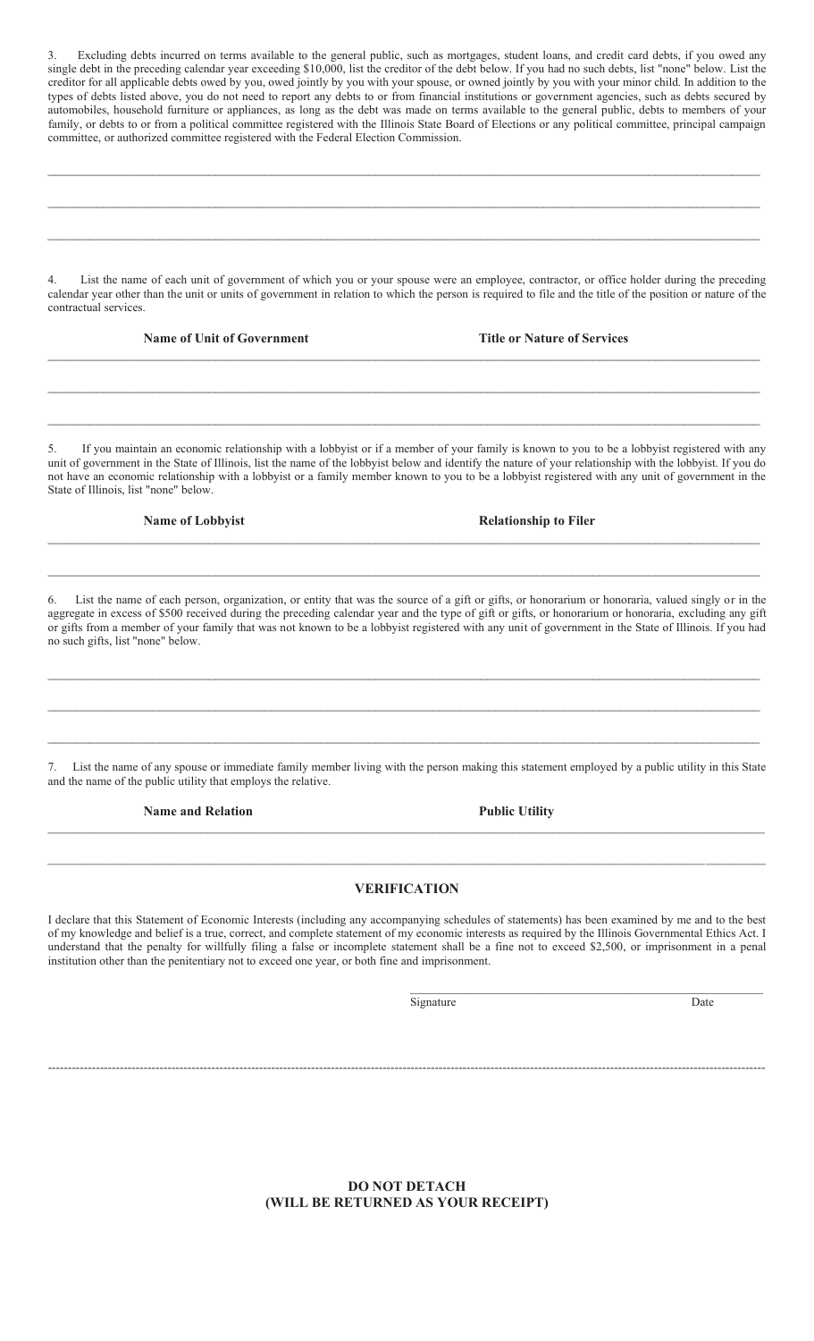3. Excluding debts incurred on terms available to the general public, such as mortgages, student loans, and credit card debts, if you owed any single debt in the preceding calendar year exceeding $10,000, list the creditor of the debt below. If you had no such debts, list "none" below. List the creditor for all applicable debts owed by you, owed jointly by you with your spouse, or owed jointly by you with your minor child. In addition to the types of debts listed above, you do not need to report any debts to or from financial institutions or government agencies, such as debts secured by automobiles, household furniture or appliances, as long as the debt was made on terms available to the general public, debts to members of your family, or debts to or from a political committee registered with the Illinois State Board of Elections or any political committee, principal campaign committee, or authorized committee registered with the Federal Election Commission.

______________________________________________________________________________

______________________________________________________________________________

______________________________________________________________________________

4. List the name of each unit of government of which you or your spouse were an employee, contractor, or office holder during the preceding calendar year other than the unit or units of government in relation to which the person is required to file and the title of the position or nature of the contractual services.

| Name of Unit of Government | Title or Nature of Services |
|---|---|
| | |
| | |
| | |

5. If you maintain an economic relationship with a lobbyist or if a member of your family is known to you to be a lobbyist registered with any unit of government in the State of Illinois, list the name of the lobbyist below and identify the nature of your relationship with the lobbyist. If you do not have an economic relationship with a lobbyist or a family member known to you to be a lobbyist registered with any unit of government in the State of Illinois, list "none" below.

| Name of Lobbyist | Relationship to Filer |
|---|---|
| | |
| | |

6. List the name of each person, organization, or entity that was the source of a gift or gifts, or honorarium or honoraria, valued singly or in the aggregate in excess of $500 received during the preceding calendar year and the type of gift or gifts, or honorarium or honoraria, excluding any gift or gifts from a member of your family that was not known to be a lobbyist registered with any unit of government in the State of Illinois. If you had no such gifts, list "none" below.

______________________________________________________________________________

______________________________________________________________________________

______________________________________________________________________________

7. List the name of any spouse or immediate family member living with the person making this statement employed by a public utility in this State and the name of the public utility that employs the relative.

| Name and Relation | Public Utility |
|---|---|
| | |
| | |

## VERIFICATION

I declare that this Statement of Economic Interests (including any accompanying schedules of statements) has been examined by me and to the best of my knowledge and belief is a true, correct, and complete statement of my economic interests as required by the Illinois Governmental Ethics Act. I understand that the penalty for willfully filing a false or incomplete statement shall be a fine not to exceed $2,500, or imprisonment in a penal institution other than the penitentiary not to exceed one year, or both fine and imprisonment.

______________________________________________

Signature Date

------------------------------------------------------------------------------------------------------------

**DO NOT DETACH**
**(WILL BE RETURNED AS YOUR RECEIPT)**